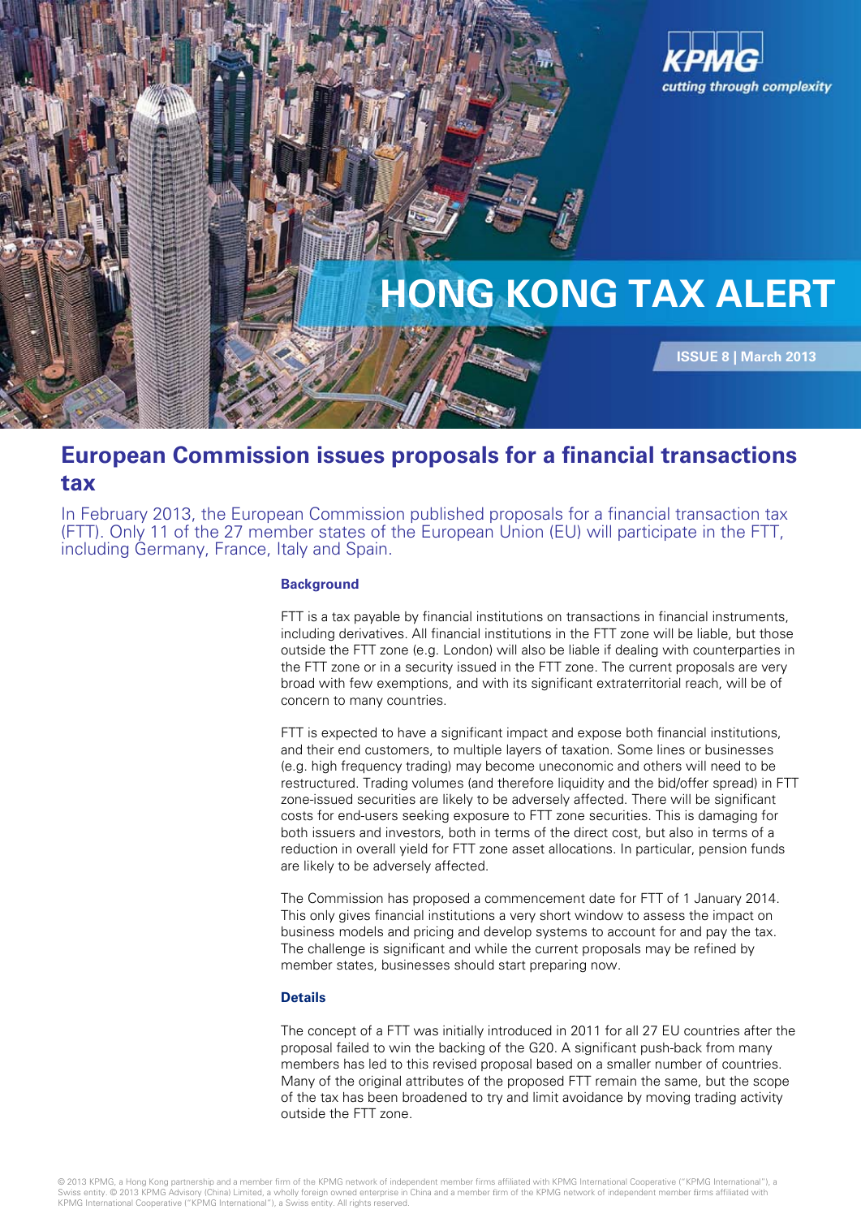# HONG KONG TAX ALERT

ISSUE 8 | March 2013

## European Commission issues proposals for a financial transactions tax

In February 2013, the European Commission published proposals for a financial transaction tax (FTT). Only 11 of the 27 member states of the European Union (EU) will participate in the FTT, including Germany, France, Italy and Spain.

### Background

FTT is a tax payable by financial institutions on transactions in financial instruments, including derivatives. All financial institutions in the FTT zone will be liable, but those outside the FTT zone (e.g. London) will also be liable if dealing with counterparties in the FTT zone or in a security issued in the FTT zone. The current proposals are very broad with few exemptions, and with its significant extraterritorial reach, will be of concern to many countries.

FTT is expected to have a significant impact and expose both financial institutions, and their end customers, to multiple layers of taxation. Some lines or businesses (e.g. high frequency trading) may become uneconomic and others will need to be restructured. Trading volumes (and therefore liquidity and the bid/offer spread) in FTT zone-issued securities are likely to be adversely affected. There will be significant costs for end-users seeking exposure to FTT zone securities. This is damaging for both issuers and investors, both in terms of the direct cost, but also in terms of a reduction in overall yield for FTT zone asset allocations. In particular, pension funds are likely to be adversely affected.

The Commission has proposed a commencement date for FTT of 1 January 2014. This only gives financial institutions a very short window to assess the impact on business models and pricing and develop systems to account for and pay the tax. The challenge is significant and while the current proposals may be refined by member states, businesses should start preparing now.

### Details

The concept of a FTT was initially introduced in 2011 for all 27 EU countries after the proposal failed to win the backing of the G20. A significant push-back from many members has led to this revised proposal based on a smaller number of countries. Many of the original attributes of the proposed FTT remain the same, but the scope of the tax has been broadened to try and limit avoidance by moving trading activity outside the FTT zone.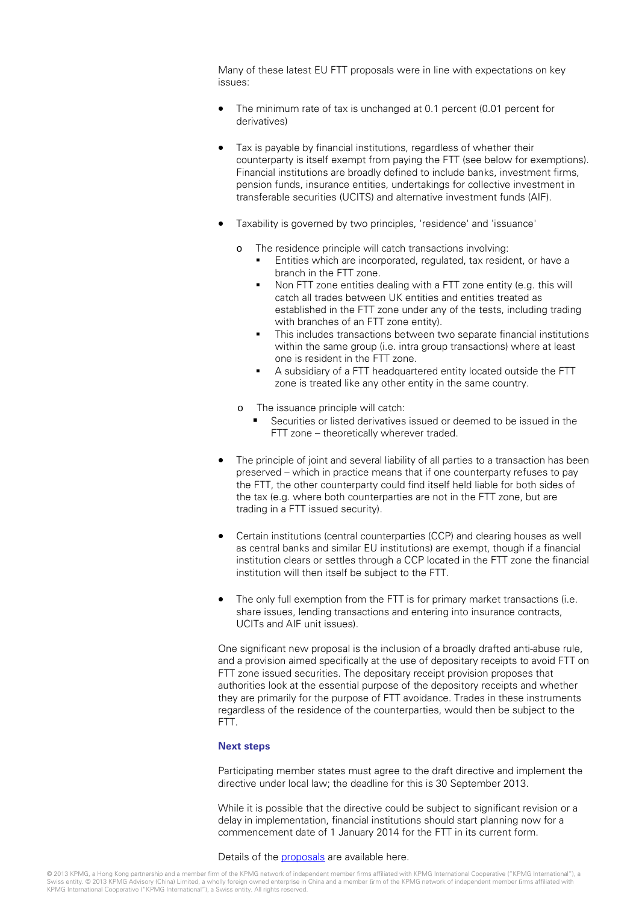Many of these latest EU FTT proposals were in line with expectations on key issues:

- The minimum rate of tax is unchanged at 0.1 percent (0.01 percent for derivatives)
- Tax is payable by financial institutions, regardless of whether their counterparty is itself exempt from paying the FTT (see below for exemptions). Financial institutions are broadly defined to include banks, investment firms, pension funds, insurance entities, undertakings for collective investment in transferable securities (UCITS) and alternative investment funds (AIF).
- Taxability is governed by two principles, 'residence' and 'issuance'
  - The residence principle will catch transactions involving:
    - Entities which are incorporated, regulated, tax resident, or have a branch in the FTT zone.
    - Non FTT zone entities dealing with a FTT zone entity (e.g. this will catch all trades between UK entities and entities treated as established in the FTT zone under any of the tests, including trading with branches of an FTT zone entity).
    - This includes transactions between two separate financial institutions within the same group (i.e. intra group transactions) where at least one is resident in the FTT zone.
    - A subsidiary of a FTT headquartered entity located outside the FTT zone is treated like any other entity in the same country.
  - The issuance principle will catch:
    - Securities or listed derivatives issued or deemed to be issued in the FTT zone – theoretically wherever traded.
- The principle of joint and several liability of all parties to a transaction has been preserved – which in practice means that if one counterparty refuses to pay the FTT, the other counterparty could find itself held liable for both sides of the tax (e.g. where both counterparties are not in the FTT zone, but are trading in a FTT issued security).
- Certain institutions (central counterparties (CCP) and clearing houses as well as central banks and similar EU institutions) are exempt, though if a financial institution clears or settles through a CCP located in the FTT zone the financial institution will then itself be subject to the FTT.
- The only full exemption from the FTT is for primary market transactions (i.e. share issues, lending transactions and entering into insurance contracts, UCITs and AIF unit issues).

One significant new proposal is the inclusion of a broadly drafted anti-abuse rule, and a provision aimed specifically at the use of depositary receipts to avoid FTT on FTT zone issued securities. The depositary receipt provision proposes that authorities look at the essential purpose of the depository receipts and whether they are primarily for the purpose of FTT avoidance. Trades in these instruments regardless of the residence of the counterparties, would then be subject to the FTT.

### Next steps

Participating member states must agree to the draft directive and implement the directive under local law; the deadline for this is 30 September 2013.

While it is possible that the directive could be subject to significant revision or a delay in implementation, financial institutions should start planning now for a commencement date of 1 January 2014 for the FTT in its current form.

Details of the proposals are available here.

© 2013 KPMG, a Hong Kong partnership and a member firm of the KPMG network of independent member firms affiliated with KPMG International Cooperative ("KPMG International"), a Swiss entity. © 2013 KPMG Advisory (China) Limited, a wholly foreign owned enterprise in China and a member firm of the KPMG network of independent member firms affiliated with KPMG International Cooperative ("KPMG International"), a Swiss entity. All rights reserved.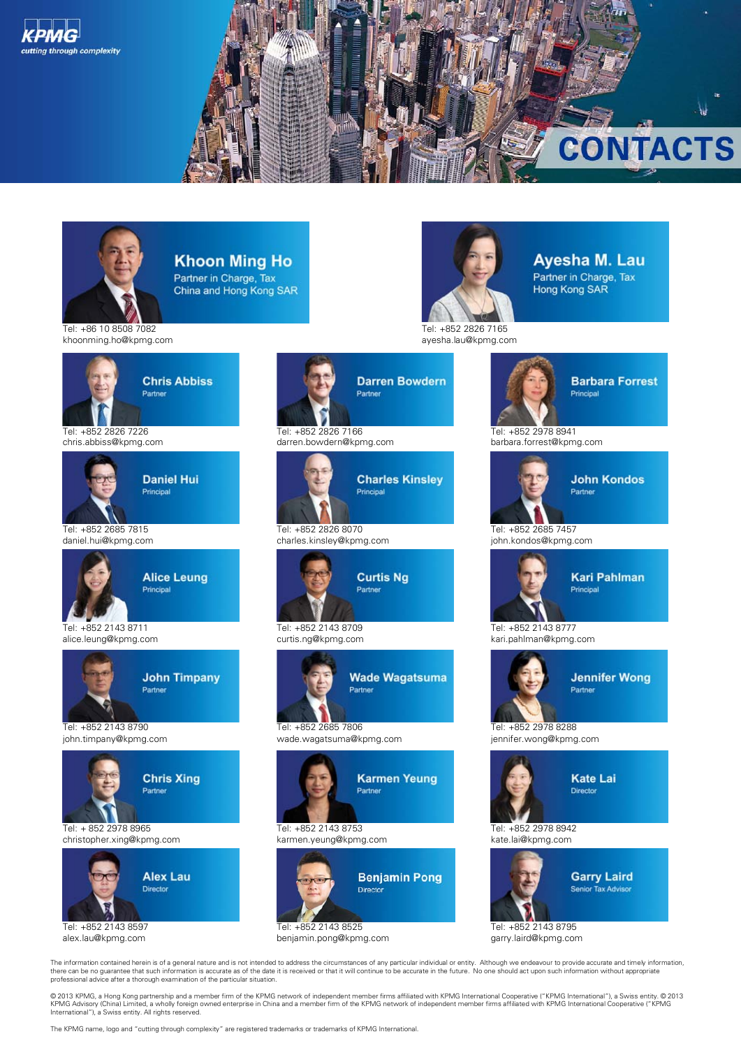KPMG

*cutting through complexity*

# CONTACTS

**Khoon Ming Ho**
Partner in Charge, Tax
China and Hong Kong SAR
Tel: +86 10 8508 7082
khoonming.ho@kpmg.com

**Ayesha M. Lau**
Partner in Charge, Tax
Hong Kong SAR
Tel: +852 2826 7165
ayesha.lau@kpmg.com

**Chris Abbiss**
Partner
Tel: +852 2826 7226
chris.abbiss@kpmg.com

**Darren Bowdern**
Partner
Tel: +852 2826 7166
darren.bowdern@kpmg.com

**Barbara Forrest**
Principal
Tel: +852 2978 8941
barbara.forrest@kpmg.com

**Daniel Hui**
Principal
Tel: +852 2685 7815
daniel.hui@kpmg.com

**Charles Kinsley**
Principal
Tel: +852 2826 8070
charles.kinsley@kpmg.com

**John Kondos**
Partner
Tel: +852 2685 7457
john.kondos@kpmg.com

**Alice Leung**
Principal
Tel: +852 2143 8711
alice.leung@kpmg.com

**Curtis Ng**
Partner
Tel: +852 2143 8709
curtis.ng@kpmg.com

**Kari Pahlman**
Principal
Tel: +852 2143 8777
kari.pahlman@kpmg.com

**John Timpany**
Partner
Tel: +852 2143 8790
john.timpany@kpmg.com

**Wade Wagatsuma**
Partner
Tel: +852 2685 7806
wade.wagatsuma@kpmg.com

**Jennifer Wong**
Partner
Tel: +852 2978 8288
jennifer.wong@kpmg.com

**Chris Xing**
Partner
Tel: + 852 2978 8965
christopher.xing@kpmg.com

**Karmen Yeung**
Partner
Tel: +852 2143 8753
karmen.yeung@kpmg.com

**Kate Lai**
Director
Tel: +852 2978 8942
kate.lai@kpmg.com

**Alex Lau**
Director
Tel: +852 2143 8597
alex.lau@kpmg.com

**Benjamin Pong**
Director
Tel: +852 2143 8525
benjamin.pong@kpmg.com

**Garry Laird**
Senior Tax Advisor
Tel: +852 2143 8795
garry.laird@kpmg.com

The information contained herein is of a general nature and is not intended to address the circumstances of any particular individual or entity. Although we endeavour to provide accurate and timely information, there can be no guarantee that such information is accurate as of the date it is received or that it will continue to be accurate in the future. No one should act upon such information without appropriate professional advice after a thorough examination of the particular situation.

© 2013 KPMG, a Hong Kong partnership and a member firm of the KPMG network of independent member firms affiliated with KPMG International Cooperative ("KPMG International"), a Swiss entity. © 2013 KPMG Advisory (China) Limited, a wholly foreign owned enterprise in China and a member firm of the KPMG network of independent member firms affiliated with KPMG International Cooperative ("KPMG International"), a Swiss entity. All rights reserved.

The KPMG name, logo and "cutting through complexity" are registered trademarks or trademarks of KPMG International.